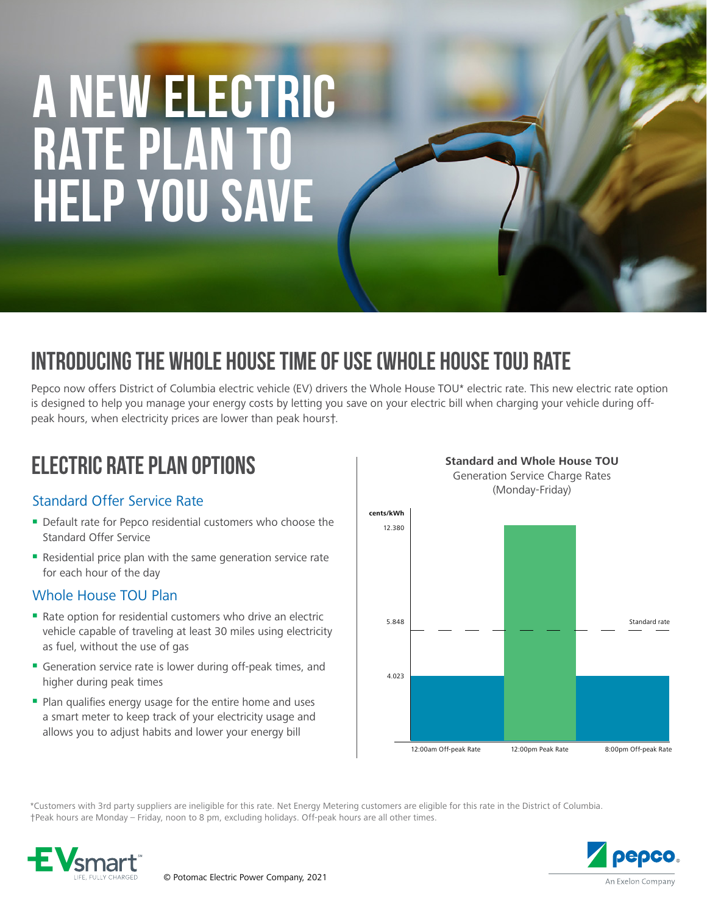# A NEW ELECTRIC RATE PLAN TO HELP YOU SAVE

## INTRODUCING THE WHOLE HOUSE TIME OF USE (WHOLE HOUSE TOU) RATE

Pepco now offers District of Columbia electric vehicle (EV) drivers the Whole House TOU* electric rate. This new electric rate option is designed to help you manage your energy costs by letting you save on your electric bill when charging your vehicle during off-peak hours, when electricity prices are lower than peak hours†.

## ELECTRIC RATE PLAN OPTIONS

### Standard Offer Service Rate

- Default rate for Pepco residential customers who choose the Standard Offer Service
- Residential price plan with the same generation service rate for each hour of the day

### Whole House TOU Plan

- Rate option for residential customers who drive an electric vehicle capable of traveling at least 30 miles using electricity as fuel, without the use of gas
- Generation service rate is lower during off-peak times, and higher during peak times
- Plan qualifies energy usage for the entire home and uses a smart meter to keep track of your electricity usage and allows you to adjust habits and lower your energy bill

**Standard and Whole House TOU**
Generation Service Charge Rates
(Monday-Friday)

| Period | cents/kWh |
| --- | --- |
| 12:00am Off-peak Rate | 4.023 |
| 12:00pm Peak Rate | 12.380 |
| 8:00pm Off-peak Rate | 4.023 |
| Standard rate | 5.848 |

*Customers with 3rd party suppliers are ineligible for this rate. Net Energy Metering customers are eligible for this rate in the District of Columbia.
†Peak hours are Monday – Friday, noon to 8 pm, excluding holidays. Off-peak hours are all other times.

EVsmart℠ LIFE, FULLY CHARGED

© Potomac Electric Power Company, 2021

pepco. An Exelon Company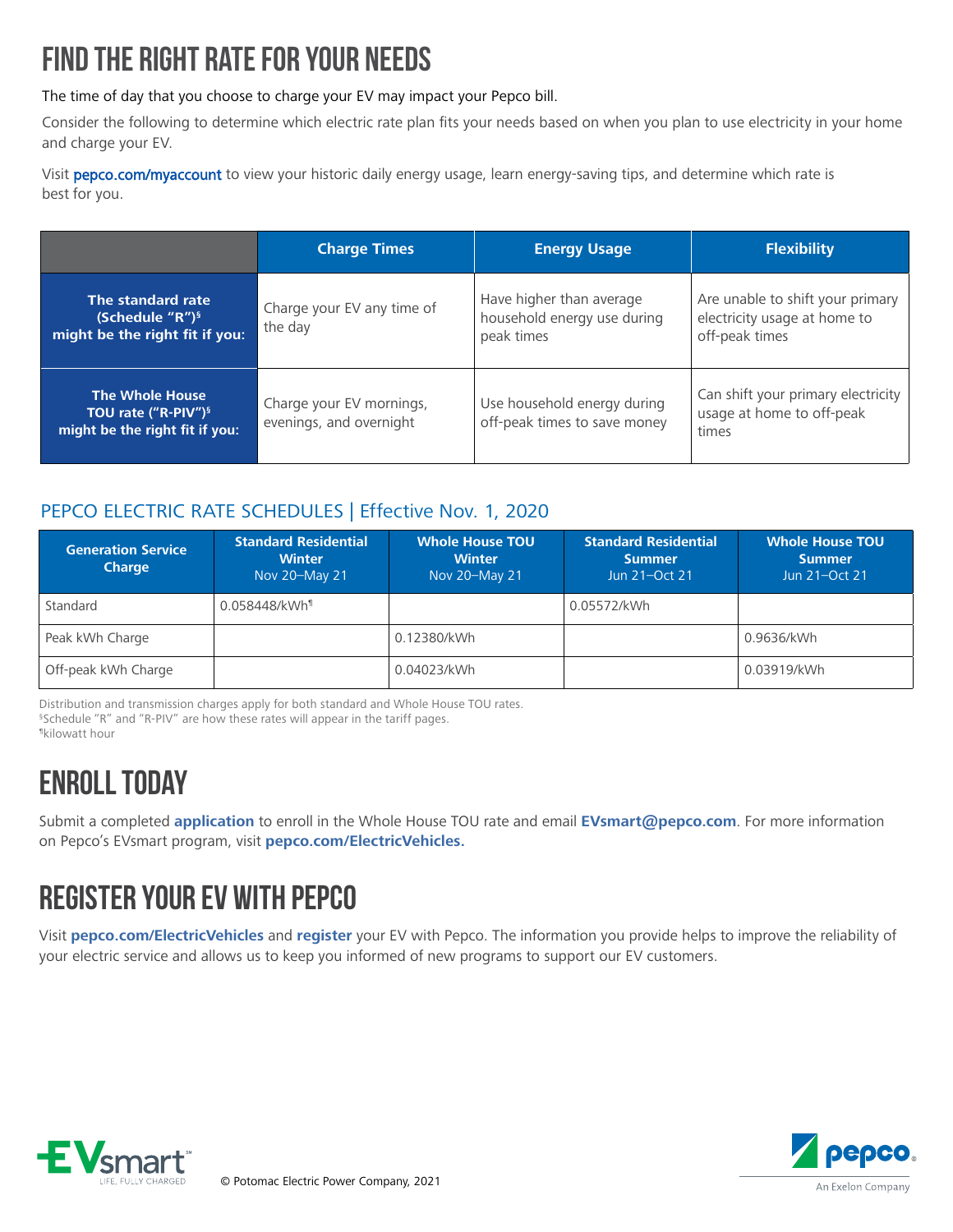# FIND THE RIGHT RATE FOR YOUR NEEDS

The time of day that you choose to charge your EV may impact your Pepco bill.

Consider the following to determine which electric rate plan fits your needs based on when you plan to use electricity in your home and charge your EV.

Visit pepco.com/myaccount to view your historic daily energy usage, learn energy-saving tips, and determine which rate is best for you.

| | Charge Times | Energy Usage | Flexibility |
|---|---|---|---|
| **The standard rate (Schedule "R")[§] might be the right fit if you:** | Charge your EV any time of the day | Have higher than average household energy use during peak times | Are unable to shift your primary electricity usage at home to off-peak times |
| **The Whole House TOU rate ("R-PIV")[§] might be the right fit if you:** | Charge your EV mornings, evenings, and overnight | Use household energy during off-peak times to save money | Can shift your primary electricity usage at home to off-peak times |

## PEPCO ELECTRIC RATE SCHEDULES | Effective Nov. 1, 2020

| Generation Service Charge | Standard Residential Winter Nov 20–May 21 | Whole House TOU Winter Nov 20–May 21 | Standard Residential Summer Jun 21–Oct 21 | Whole House TOU Summer Jun 21–Oct 21 |
|---|---|---|---|---|
| Standard | 0.058448/kWh[¶] | | 0.05572/kWh | |
| Peak kWh Charge | | 0.12380/kWh | | 0.9636/kWh |
| Off-peak kWh Charge | | 0.04023/kWh | | 0.03919/kWh |

Distribution and transmission charges apply for both standard and Whole House TOU rates.
[§]Schedule "R" and "R-PIV" are how these rates will appear in the tariff pages.
[¶]kilowatt hour

# ENROLL TODAY

Submit a completed **application** to enroll in the Whole House TOU rate and email **EVsmart@pepco.com**. For more information on Pepco's EVsmart program, visit **pepco.com/ElectricVehicles.**

# REGISTER YOUR EV WITH PEPCO

Visit **pepco.com/ElectricVehicles** and **register** your EV with Pepco. The information you provide helps to improve the reliability of your electric service and allows us to keep you informed of new programs to support our EV customers.

© Potomac Electric Power Company, 2021